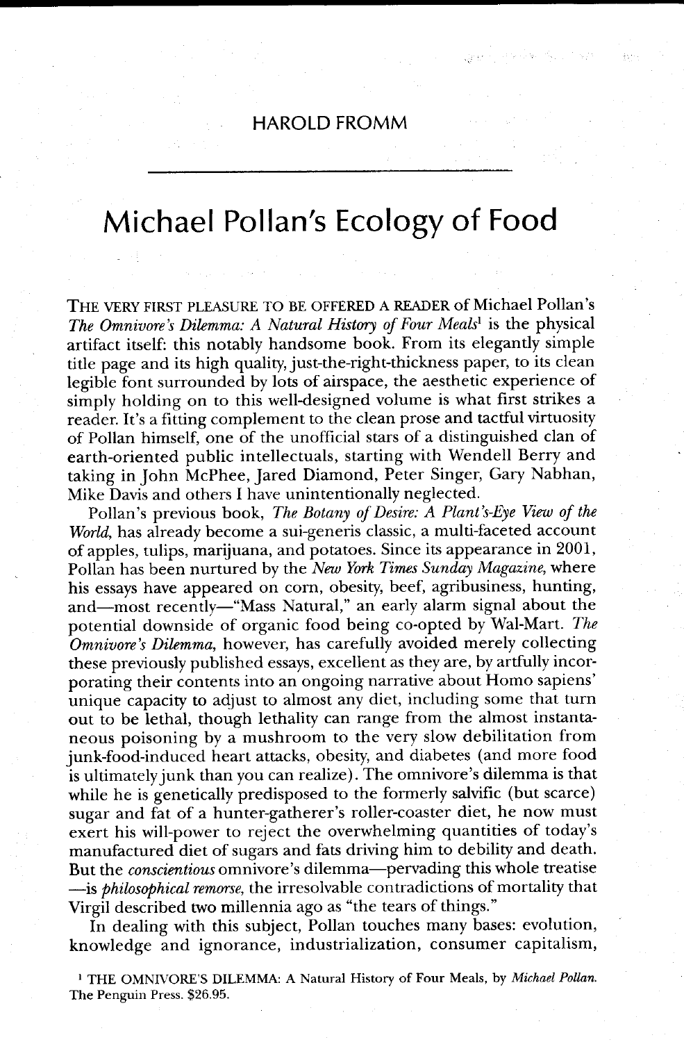HAROLD FROMM

# Michael Pollan's Ecology of Food

THE VERY FIRST PLEASURE TO BE OFFERED A READER of Michael Pollan's *The Omnivore's Dilemma: A Natural History of Four Meals*[1] is the physical artifact itself: this notably handsome book. From its elegantly simple title page and its high quality, just-the-right-thickness paper, to its clean legible font surrounded by lots of airspace, the aesthetic experience of simply holding on to this well-designed volume is what first strikes a reader. It's a fitting complement to the clean prose and tactful virtuosity of Pollan himself, one of the unofficial stars of a distinguished clan of earth-oriented public intellectuals, starting with Wendell Berry and taking in John McPhee, Jared Diamond, Peter Singer, Gary Nabhan, Mike Davis and others I have unintentionally neglected.

Pollan's previous book, *The Botany of Desire: A Plant's-Eye View of the World*, has already become a sui-generis classic, a multi-faceted account of apples, tulips, marijuana, and potatoes. Since its appearance in 2001, Pollan has been nurtured by the *New York Times Sunday Magazine*, where his essays have appeared on corn, obesity, beef, agribusiness, hunting, and—most recently—"Mass Natural," an early alarm signal about the potential downside of organic food being co-opted by Wal-Mart. *The Omnivore's Dilemma*, however, has carefully avoided merely collecting these previously published essays, excellent as they are, by artfully incorporating their contents into an ongoing narrative about Homo sapiens' unique capacity to adjust to almost any diet, including some that turn out to be lethal, though lethality can range from the almost instantaneous poisoning by a mushroom to the very slow debilitation from junk-food-induced heart attacks, obesity, and diabetes (and more food is ultimately junk than you can realize). The omnivore's dilemma is that while he is genetically predisposed to the formerly salvific (but scarce) sugar and fat of a hunter-gatherer's roller-coaster diet, he now must exert his will-power to reject the overwhelming quantities of today's manufactured diet of sugars and fats driving him to debility and death. But the *conscientious* omnivore's dilemma—pervading this whole treatise—is *philosophical remorse*, the irresolvable contradictions of mortality that Virgil described two millennia ago as "the tears of things."

In dealing with this subject, Pollan touches many bases: evolution, knowledge and ignorance, industrialization, consumer capitalism,

[1] THE OMNIVORE'S DILEMMA: A Natural History of Four Meals, by *Michael Pollan*. The Penguin Press. $26.95.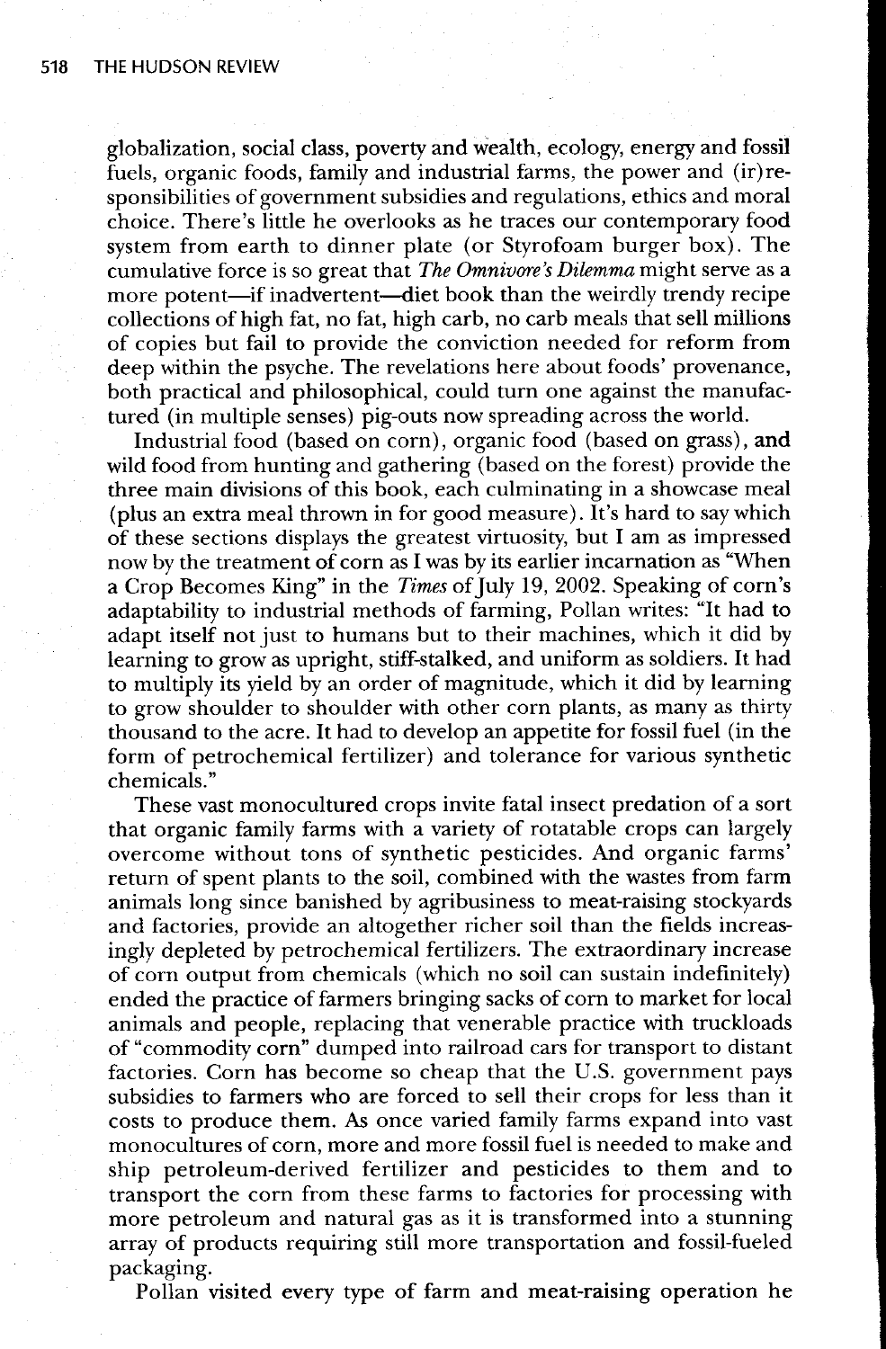globalization, social class, poverty and wealth, ecology, energy and fossil fuels, organic foods, family and industrial farms, the power and (ir)responsibilities of government subsidies and regulations, ethics and moral choice. There's little he overlooks as he traces our contemporary food system from earth to dinner plate (or Styrofoam burger box). The cumulative force is so great that *The Omnivore's Dilemma* might serve as a more potent—if inadvertent—diet book than the weirdly trendy recipe collections of high fat, no fat, high carb, no carb meals that sell millions of copies but fail to provide the conviction needed for reform from deep within the psyche. The revelations here about foods' provenance, both practical and philosophical, could turn one against the manufactured (in multiple senses) pig-outs now spreading across the world.

Industrial food (based on corn), organic food (based on grass), and wild food from hunting and gathering (based on the forest) provide the three main divisions of this book, each culminating in a showcase meal (plus an extra meal thrown in for good measure). It's hard to say which of these sections displays the greatest virtuosity, but I am as impressed now by the treatment of corn as I was by its earlier incarnation as "When a Crop Becomes King" in the *Times* of July 19, 2002. Speaking of corn's adaptability to industrial methods of farming, Pollan writes: "It had to adapt itself not just to humans but to their machines, which it did by learning to grow as upright, stiff-stalked, and uniform as soldiers. It had to multiply its yield by an order of magnitude, which it did by learning to grow shoulder to shoulder with other corn plants, as many as thirty thousand to the acre. It had to develop an appetite for fossil fuel (in the form of petrochemical fertilizer) and tolerance for various synthetic chemicals."

These vast monocultured crops invite fatal insect predation of a sort that organic family farms with a variety of rotatable crops can largely overcome without tons of synthetic pesticides. And organic farms' return of spent plants to the soil, combined with the wastes from farm animals long since banished by agribusiness to meat-raising stockyards and factories, provide an altogether richer soil than the fields increasingly depleted by petrochemical fertilizers. The extraordinary increase of corn output from chemicals (which no soil can sustain indefinitely) ended the practice of farmers bringing sacks of corn to market for local animals and people, replacing that venerable practice with truckloads of "commodity corn" dumped into railroad cars for transport to distant factories. Corn has become so cheap that the U.S. government pays subsidies to farmers who are forced to sell their crops for less than it costs to produce them. As once varied family farms expand into vast monocultures of corn, more and more fossil fuel is needed to make and ship petroleum-derived fertilizer and pesticides to them and to transport the corn from these farms to factories for processing with more petroleum and natural gas as it is transformed into a stunning array of products requiring still more transportation and fossil-fueled packaging.

Pollan visited every type of farm and meat-raising operation he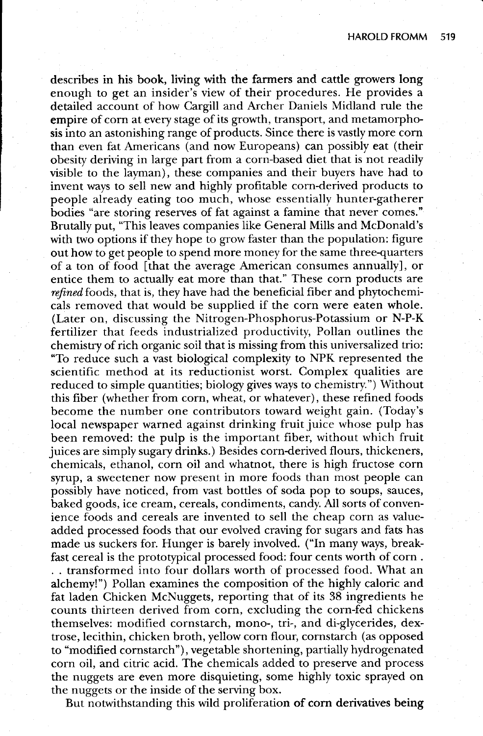describes in his book, living with the farmers and cattle growers long enough to get an insider's view of their procedures. He provides a detailed account of how Cargill and Archer Daniels Midland rule the empire of corn at every stage of its growth, transport, and metamorphosis into an astonishing range of products. Since there is vastly more corn than even fat Americans (and now Europeans) can possibly eat (their obesity deriving in large part from a corn-based diet that is not readily visible to the layman), these companies and their buyers have had to invent ways to sell new and highly profitable corn-derived products to people already eating too much, whose essentially hunter-gatherer bodies "are storing reserves of fat against a famine that never comes." Brutally put, "This leaves companies like General Mills and McDonald's with two options if they hope to grow faster than the population: figure out how to get people to spend more money for the same three-quarters of a ton of food [that the average American consumes annually], or entice them to actually eat more than that." These corn products are *refined* foods, that is, they have had the beneficial fiber and phytochemicals removed that would be supplied if the corn were eaten whole. (Later on, discussing the Nitrogen-Phosphorus-Potassium or N-P-K fertilizer that feeds industrialized productivity, Pollan outlines the chemistry of rich organic soil that is missing from this universalized trio: "To reduce such a vast biological complexity to NPK represented the scientific method at its reductionist worst. Complex qualities are reduced to simple quantities; biology gives ways to chemistry.") Without this fiber (whether from corn, wheat, or whatever), these refined foods become the number one contributors toward weight gain. (Today's local newspaper warned against drinking fruit juice whose pulp has been removed: the pulp is the important fiber, without which fruit juices are simply sugary drinks.) Besides corn-derived flours, thickeners, chemicals, ethanol, corn oil and whatnot, there is high fructose corn syrup, a sweetener now present in more foods than most people can possibly have noticed, from vast bottles of soda pop to soups, sauces, baked goods, ice cream, cereals, condiments, candy. All sorts of convenience foods and cereals are invented to sell the cheap corn as value-added processed foods that our evolved craving for sugars and fats has made us suckers for. Hunger is barely involved. ("In many ways, breakfast cereal is the prototypical processed food: four cents worth of corn . . . transformed into four dollars worth of processed food. What an alchemy!") Pollan examines the composition of the highly caloric and fat laden Chicken McNuggets, reporting that of its 38 ingredients he counts thirteen derived from corn, excluding the corn-fed chickens themselves: modified cornstarch, mono-, tri-, and di-glycerides, dextrose, lecithin, chicken broth, yellow corn flour, cornstarch (as opposed to "modified cornstarch"), vegetable shortening, partially hydrogenated corn oil, and citric acid. The chemicals added to preserve and process the nuggets are even more disquieting, some highly toxic sprayed on the nuggets or the inside of the serving box.

But notwithstanding this wild proliferation of corn derivatives being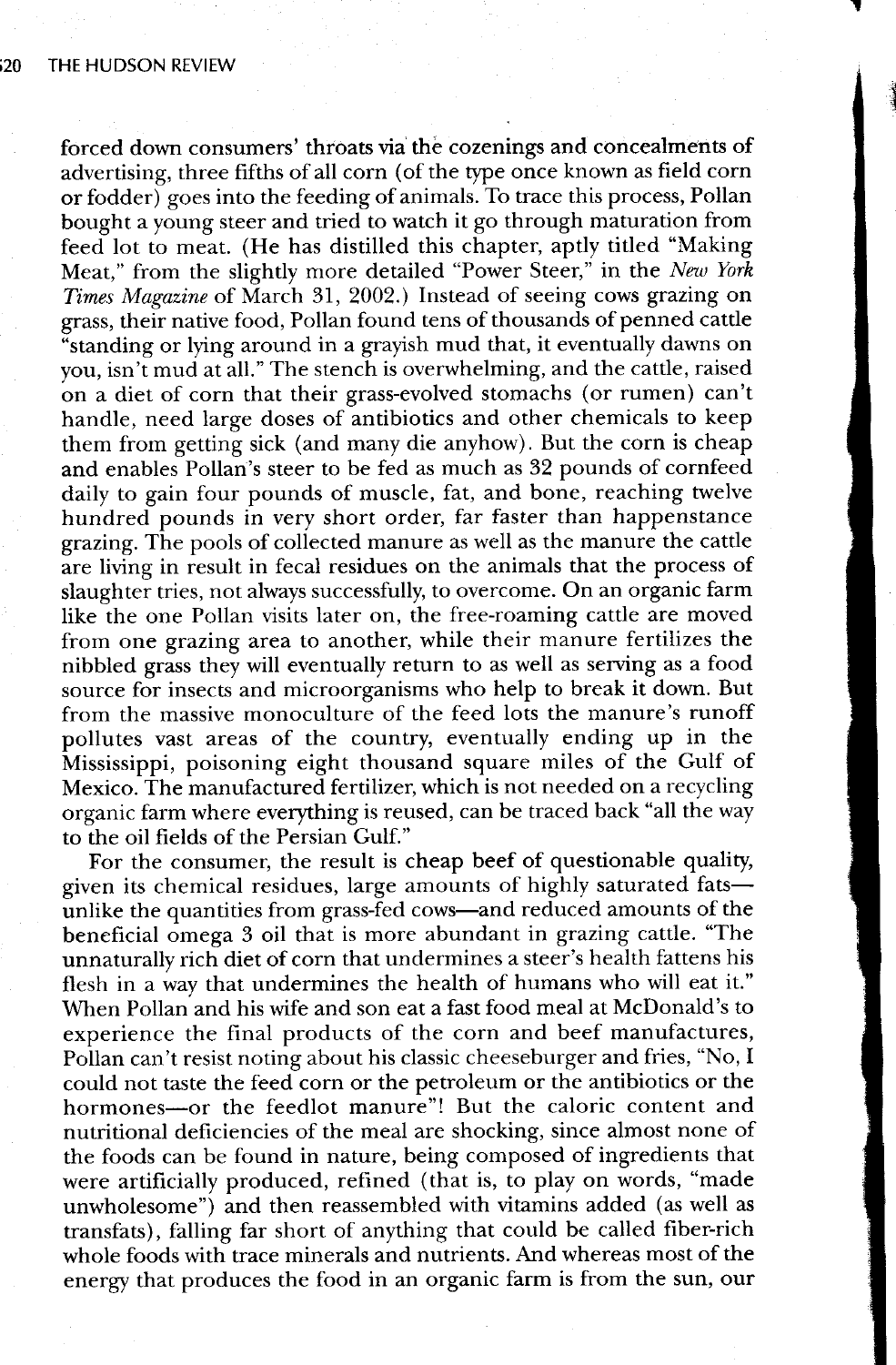forced down consumers' throats via the cozenings and concealments of advertising, three fifths of all corn (of the type once known as field corn or fodder) goes into the feeding of animals. To trace this process, Pollan bought a young steer and tried to watch it go through maturation from feed lot to meat. (He has distilled this chapter, aptly titled "Making Meat," from the slightly more detailed "Power Steer," in the *New York Times Magazine* of March 31, 2002.) Instead of seeing cows grazing on grass, their native food, Pollan found tens of thousands of penned cattle "standing or lying around in a grayish mud that, it eventually dawns on you, isn't mud at all." The stench is overwhelming, and the cattle, raised on a diet of corn that their grass-evolved stomachs (or rumen) can't handle, need large doses of antibiotics and other chemicals to keep them from getting sick (and many die anyhow). But the corn is cheap and enables Pollan's steer to be fed as much as 32 pounds of cornfeed daily to gain four pounds of muscle, fat, and bone, reaching twelve hundred pounds in very short order, far faster than happenstance grazing. The pools of collected manure as well as the manure the cattle are living in result in fecal residues on the animals that the process of slaughter tries, not always successfully, to overcome. On an organic farm like the one Pollan visits later on, the free-roaming cattle are moved from one grazing area to another, while their manure fertilizes the nibbled grass they will eventually return to as well as serving as a food source for insects and microorganisms who help to break it down. But from the massive monoculture of the feed lots the manure's runoff pollutes vast areas of the country, eventually ending up in the Mississippi, poisoning eight thousand square miles of the Gulf of Mexico. The manufactured fertilizer, which is not needed on a recycling organic farm where everything is reused, can be traced back "all the way to the oil fields of the Persian Gulf."

For the consumer, the result is cheap beef of questionable quality, given its chemical residues, large amounts of highly saturated fats—unlike the quantities from grass-fed cows—and reduced amounts of the beneficial omega 3 oil that is more abundant in grazing cattle. "The unnaturally rich diet of corn that undermines a steer's health fattens his flesh in a way that undermines the health of humans who will eat it." When Pollan and his wife and son eat a fast food meal at McDonald's to experience the final products of the corn and beef manufactures, Pollan can't resist noting about his classic cheeseburger and fries, "No, I could not taste the feed corn or the petroleum or the antibiotics or the hormones—or the feedlot manure"! But the caloric content and nutritional deficiencies of the meal are shocking, since almost none of the foods can be found in nature, being composed of ingredients that were artificially produced, refined (that is, to play on words, "made unwholesome") and then reassembled with vitamins added (as well as transfats), falling far short of anything that could be called fiber-rich whole foods with trace minerals and nutrients. And whereas most of the energy that produces the food in an organic farm is from the sun, our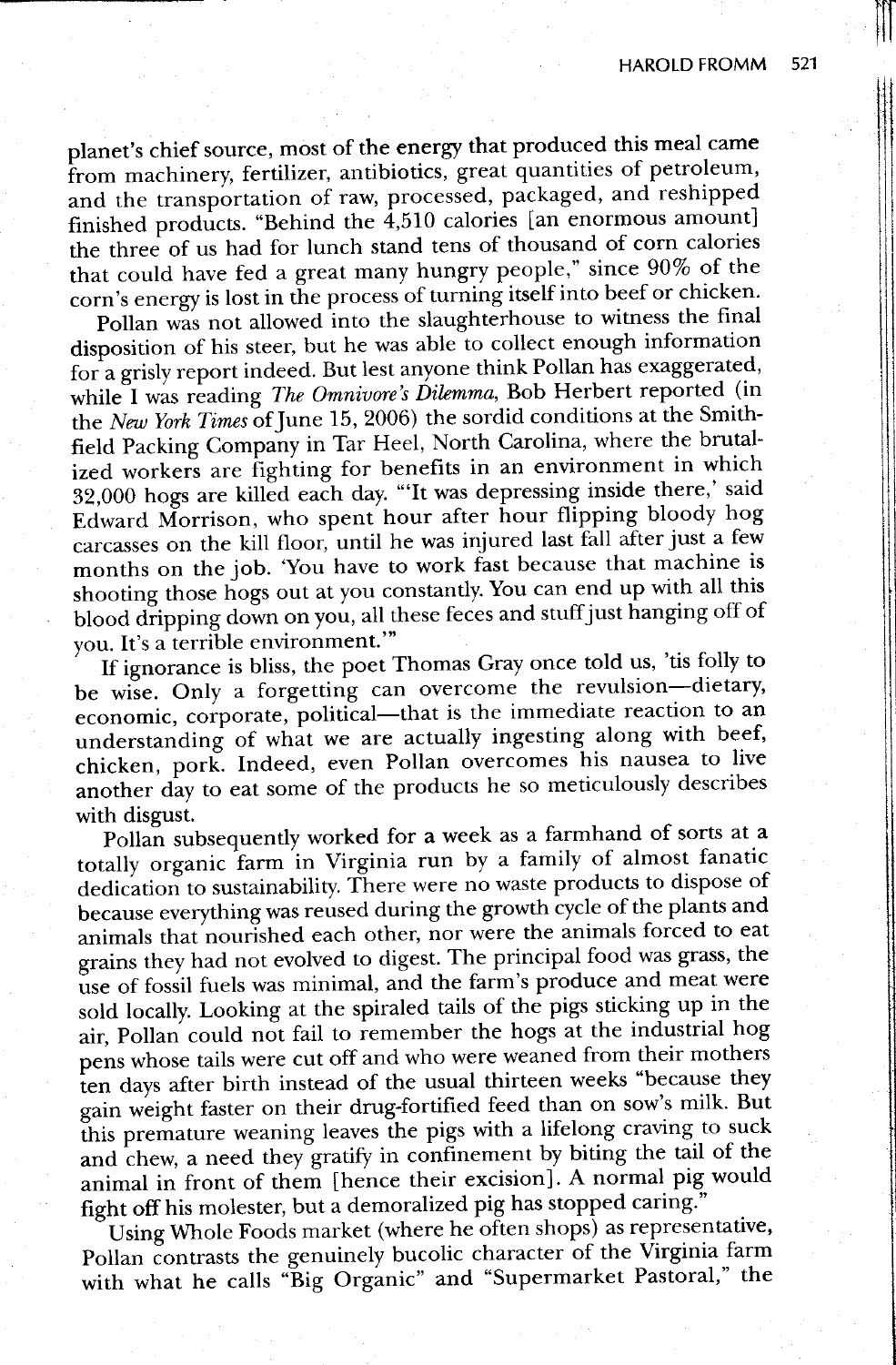planet's chief source, most of the energy that produced this meal came from machinery, fertilizer, antibiotics, great quantities of petroleum, and the transportation of raw, processed, packaged, and reshipped finished products. "Behind the 4,510 calories [an enormous amount] the three of us had for lunch stand tens of thousand of corn calories that could have fed a great many hungry people," since 90% of the corn's energy is lost in the process of turning itself into beef or chicken.

Pollan was not allowed into the slaughterhouse to witness the final disposition of his steer, but he was able to collect enough information for a grisly report indeed. But lest anyone think Pollan has exaggerated, while I was reading *The Omnivore's Dilemma*, Bob Herbert reported (in the *New York Times* of June 15, 2006) the sordid conditions at the Smithfield Packing Company in Tar Heel, North Carolina, where the brutalized workers are fighting for benefits in an environment in which 32,000 hogs are killed each day. "'It was depressing inside there,' said Edward Morrison, who spent hour after hour flipping bloody hog carcasses on the kill floor, until he was injured last fall after just a few months on the job. 'You have to work fast because that machine is shooting those hogs out at you constantly. You can end up with all this blood dripping down on you, all these feces and stuff just hanging off of you. It's a terrible environment.'"

If ignorance is bliss, the poet Thomas Gray once told us, 'tis folly to be wise. Only a forgetting can overcome the revulsion—dietary, economic, corporate, political—that is the immediate reaction to an understanding of what we are actually ingesting along with beef, chicken, pork. Indeed, even Pollan overcomes his nausea to live another day to eat some of the products he so meticulously describes with disgust.

Pollan subsequently worked for a week as a farmhand of sorts at a totally organic farm in Virginia run by a family of almost fanatic dedication to sustainability. There were no waste products to dispose of because everything was reused during the growth cycle of the plants and animals that nourished each other, nor were the animals forced to eat grains they had not evolved to digest. The principal food was grass, the use of fossil fuels was minimal, and the farm's produce and meat were sold locally. Looking at the spiraled tails of the pigs sticking up in the air, Pollan could not fail to remember the hogs at the industrial hog pens whose tails were cut off and who were weaned from their mothers ten days after birth instead of the usual thirteen weeks "because they gain weight faster on their drug-fortified feed than on sow's milk. But this premature weaning leaves the pigs with a lifelong craving to suck and chew, a need they gratify in confinement by biting the tail of the animal in front of them [hence their excision]. A normal pig would fight off his molester, but a demoralized pig has stopped caring."

Using Whole Foods market (where he often shops) as representative, Pollan contrasts the genuinely bucolic character of the Virginia farm with what he calls "Big Organic" and "Supermarket Pastoral," the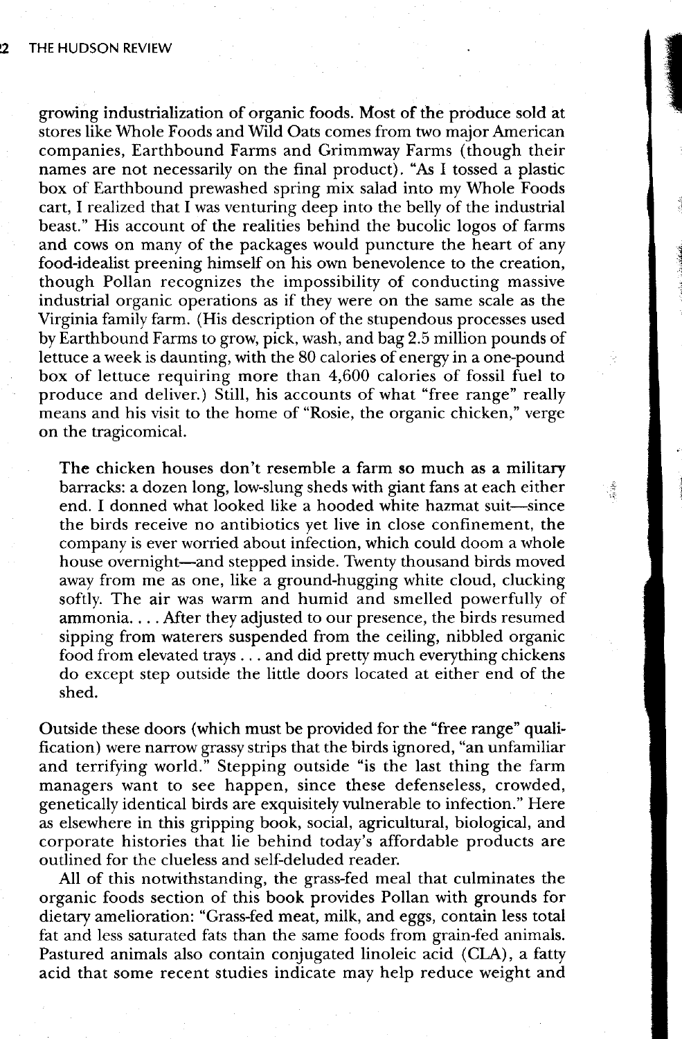growing industrialization of organic foods. Most of the produce sold at stores like Whole Foods and Wild Oats comes from two major American companies, Earthbound Farms and Grimmway Farms (though their names are not necessarily on the final product). "As I tossed a plastic box of Earthbound prewashed spring mix salad into my Whole Foods cart, I realized that I was venturing deep into the belly of the industrial beast." His account of the realities behind the bucolic logos of farms and cows on many of the packages would puncture the heart of any food-idealist preening himself on his own benevolence to the creation, though Pollan recognizes the impossibility of conducting massive industrial organic operations as if they were on the same scale as the Virginia family farm. (His description of the stupendous processes used by Earthbound Farms to grow, pick, wash, and bag 2.5 million pounds of lettuce a week is daunting, with the 80 calories of energy in a one-pound box of lettuce requiring more than 4,600 calories of fossil fuel to produce and deliver.) Still, his accounts of what "free range" really means and his visit to the home of "Rosie, the organic chicken," verge on the tragicomical.

> The chicken houses don't resemble a farm so much as a military barracks: a dozen long, low-slung sheds with giant fans at each either end. I donned what looked like a hooded white hazmat suit—since the birds receive no antibiotics yet live in close confinement, the company is ever worried about infection, which could doom a whole house overnight—and stepped inside. Twenty thousand birds moved away from me as one, like a ground-hugging white cloud, clucking softly. The air was warm and humid and smelled powerfully of ammonia. . . . After they adjusted to our presence, the birds resumed sipping from waterers suspended from the ceiling, nibbled organic food from elevated trays . . . and did pretty much everything chickens do except step outside the little doors located at either end of the shed.

Outside these doors (which must be provided for the "free range" qualification) were narrow grassy strips that the birds ignored, "an unfamiliar and terrifying world." Stepping outside "is the last thing the farm managers want to see happen, since these defenseless, crowded, genetically identical birds are exquisitely vulnerable to infection." Here as elsewhere in this gripping book, social, agricultural, biological, and corporate histories that lie behind today's affordable products are outlined for the clueless and self-deluded reader.

All of this notwithstanding, the grass-fed meal that culminates the organic foods section of this book provides Pollan with grounds for dietary amelioration: "Grass-fed meat, milk, and eggs, contain less total fat and less saturated fats than the same foods from grain-fed animals. Pastured animals also contain conjugated linoleic acid (CLA), a fatty acid that some recent studies indicate may help reduce weight and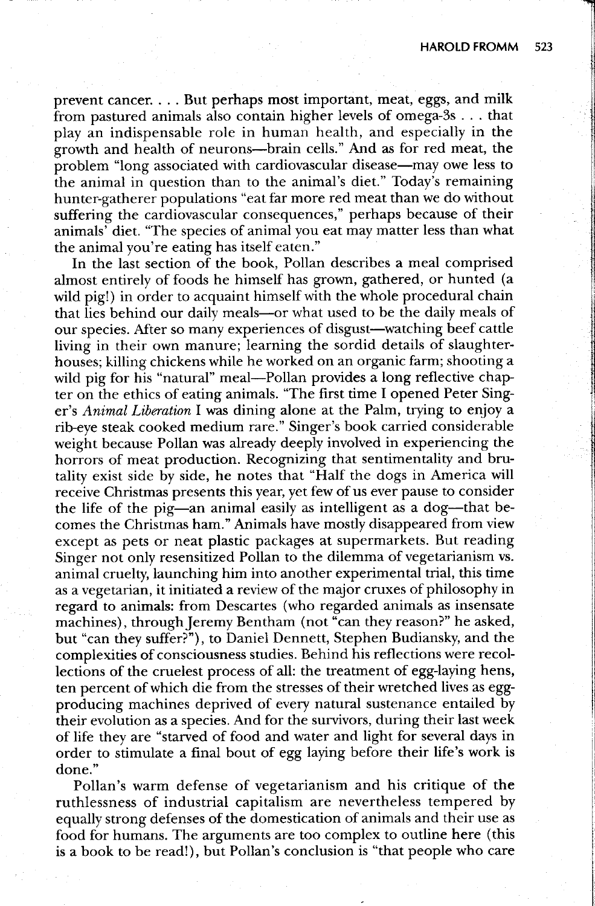prevent cancer. . . . But perhaps most important, meat, eggs, and milk from pastured animals also contain higher levels of omega-3s . . . that play an indispensable role in human health, and especially in the growth and health of neurons—brain cells." And as for red meat, the problem "long associated with cardiovascular disease—may owe less to the animal in question than to the animal's diet." Today's remaining hunter-gatherer populations "eat far more red meat than we do without suffering the cardiovascular consequences," perhaps because of their animals' diet. "The species of animal you eat may matter less than what the animal you're eating has itself eaten."

In the last section of the book, Pollan describes a meal comprised almost entirely of foods he himself has grown, gathered, or hunted (a wild pig!) in order to acquaint himself with the whole procedural chain that lies behind our daily meals—or what used to be the daily meals of our species. After so many experiences of disgust—watching beef cattle living in their own manure; learning the sordid details of slaughterhouses; killing chickens while he worked on an organic farm; shooting a wild pig for his "natural" meal—Pollan provides a long reflective chapter on the ethics of eating animals. "The first time I opened Peter Singer's *Animal Liberation* I was dining alone at the Palm, trying to enjoy a rib-eye steak cooked medium rare." Singer's book carried considerable weight because Pollan was already deeply involved in experiencing the horrors of meat production. Recognizing that sentimentality and brutality exist side by side, he notes that "Half the dogs in America will receive Christmas presents this year, yet few of us ever pause to consider the life of the pig—an animal easily as intelligent as a dog—that becomes the Christmas ham." Animals have mostly disappeared from view except as pets or neat plastic packages at supermarkets. But reading Singer not only resensitized Pollan to the dilemma of vegetarianism vs. animal cruelty, launching him into another experimental trial, this time as a vegetarian, it initiated a review of the major cruxes of philosophy in regard to animals: from Descartes (who regarded animals as insensate machines), through Jeremy Bentham (not "can they reason?" he asked, but "can they suffer?"), to Daniel Dennett, Stephen Budiansky, and the complexities of consciousness studies. Behind his reflections were recollections of the cruelest process of all: the treatment of egg-laying hens, ten percent of which die from the stresses of their wretched lives as egg-producing machines deprived of every natural sustenance entailed by their evolution as a species. And for the survivors, during their last week of life they are "starved of food and water and light for several days in order to stimulate a final bout of egg laying before their life's work is done."

Pollan's warm defense of vegetarianism and his critique of the ruthlessness of industrial capitalism are nevertheless tempered by equally strong defenses of the domestication of animals and their use as food for humans. The arguments are too complex to outline here (this is a book to be read!), but Pollan's conclusion is "that people who care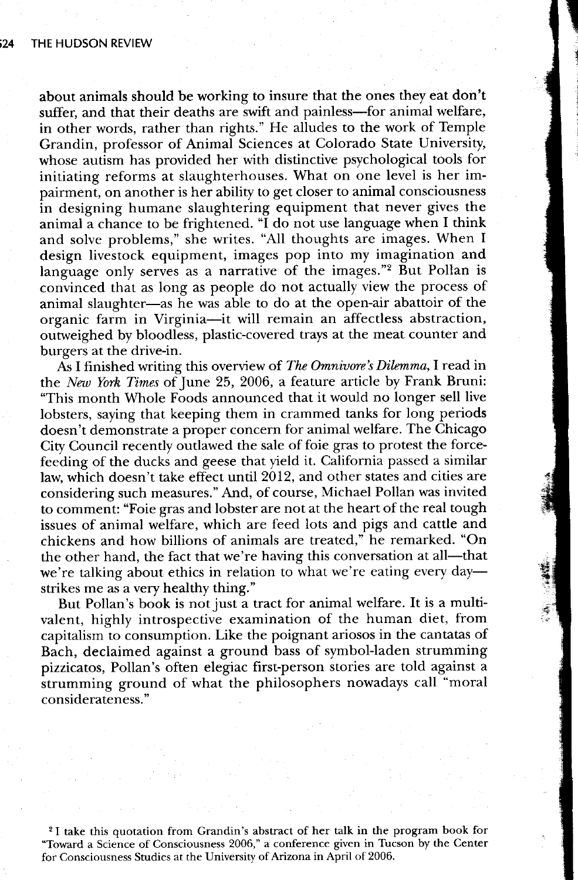about animals should be working to insure that the ones they eat don't suffer, and that their deaths are swift and painless—for animal welfare, in other words, rather than rights." He alludes to the work of Temple Grandin, professor of Animal Sciences at Colorado State University, whose autism has provided her with distinctive psychological tools for initiating reforms at slaughterhouses. What on one level is her impairment, on another is her ability to get closer to animal consciousness in designing humane slaughtering equipment that never gives the animal a chance to be frightened. "I do not use language when I think and solve problems," she writes. "All thoughts are images. When I design livestock equipment, images pop into my imagination and language only serves as a narrative of the images."[2] But Pollan is convinced that as long as people do not actually view the process of animal slaughter—as he was able to do at the open-air abattoir of the organic farm in Virginia—it will remain an affectless abstraction, outweighed by bloodless, plastic-covered trays at the meat counter and burgers at the drive-in.

As I finished writing this overview of *The Omnivore's Dilemma*, I read in the *New York Times* of June 25, 2006, a feature article by Frank Bruni: "This month Whole Foods announced that it would no longer sell live lobsters, saying that keeping them in crammed tanks for long periods doesn't demonstrate a proper concern for animal welfare. The Chicago City Council recently outlawed the sale of foie gras to protest the force-feeding of the ducks and geese that yield it. California passed a similar law, which doesn't take effect until 2012, and other states and cities are considering such measures." And, of course, Michael Pollan was invited to comment: "Foie gras and lobster are not at the heart of the real tough issues of animal welfare, which are feed lots and pigs and cattle and chickens and how billions of animals are treated," he remarked. "On the other hand, the fact that we're having this conversation at all—that we're talking about ethics in relation to what we're eating every day—strikes me as a very healthy thing."

But Pollan's book is not just a tract for animal welfare. It is a multivalent, highly introspective examination of the human diet, from capitalism to consumption. Like the poignant ariosos in the cantatas of Bach, declaimed against a ground bass of symbol-laden strumming pizzicatos, Pollan's often elegiac first-person stories are told against a strumming ground of what the philosophers nowadays call "moral considerateness."

[2] I take this quotation from Grandin's abstract of her talk in the program book for "Toward a Science of Consciousness 2006," a conference given in Tucson by the Center for Consciousness Studies at the University of Arizona in April of 2006.